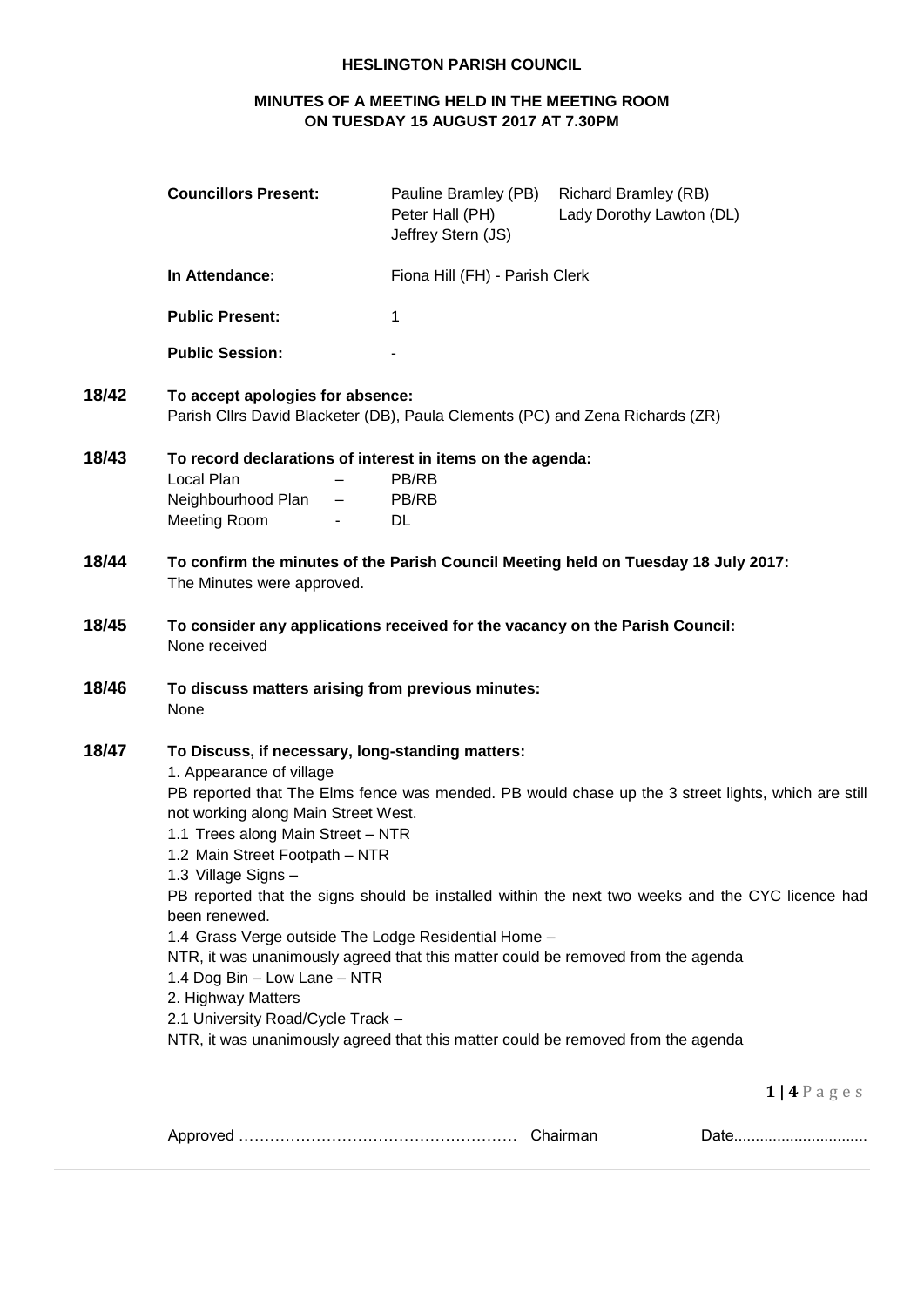# HESLINGTON PARISH COUNCIL

## MINUTES OF A MEETING HELD IN THE MEETING ROOM ON TUESDAY 15 AUGUST 2017 AT 7.30PM

| | | |
|---|---|---|
| **Councillors Present:** | Pauline Bramley (PB) | Richard Bramley (RB) |
| | Peter Hall (PH) | Lady Dorothy Lawton (DL) |
| | Jeffrey Stern (JS) | |
| **In Attendance:** | Fiona Hill (FH) - Parish Clerk | |
| **Public Present:** | 1 | |
| **Public Session:** | - | |

**18/42 To accept apologies for absence:**
Parish Cllrs David Blacketer (DB), Paula Clements (PC) and Zena Richards (ZR)

**18/43 To record declarations of interest in items on the agenda:**

| | | |
|---|---|---|
| Local Plan | – | PB/RB |
| Neighbourhood Plan | – | PB/RB |
| Meeting Room | - | DL |

**18/44 To confirm the minutes of the Parish Council Meeting held on Tuesday 18 July 2017:**
The Minutes were approved.

**18/45 To consider any applications received for the vacancy on the Parish Council:**
None received

**18/46 To discuss matters arising from previous minutes:**
None

**18/47 To Discuss, if necessary, long-standing matters:**

1. Appearance of village

PB reported that The Elms fence was mended. PB would chase up the 3 street lights, which are still not working along Main Street West.

1.1 Trees along Main Street – NTR

1.2 Main Street Footpath – NTR

1.3 Village Signs –

PB reported that the signs should be installed within the next two weeks and the CYC licence had been renewed.

1.4 Grass Verge outside The Lodge Residential Home –

NTR, it was unanimously agreed that this matter could be removed from the agenda

1.4 Dog Bin – Low Lane – NTR

2. Highway Matters

2.1 University Road/Cycle Track –

NTR, it was unanimously agreed that this matter could be removed from the agenda

Approved …………………………………………… Chairman Date..............................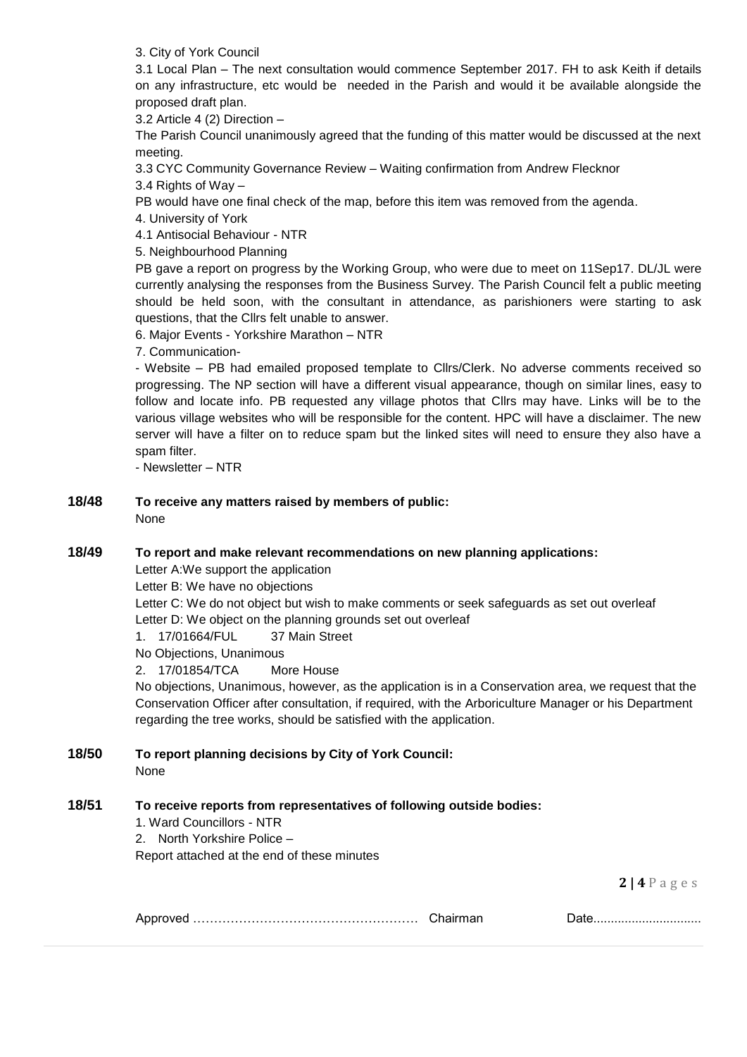3. City of York Council

3.1 Local Plan – The next consultation would commence September 2017. FH to ask Keith if details on any infrastructure, etc would be needed in the Parish and would it be available alongside the proposed draft plan.

3.2 Article 4 (2) Direction –

The Parish Council unanimously agreed that the funding of this matter would be discussed at the next meeting.

3.3 CYC Community Governance Review – Waiting confirmation from Andrew Flecknor

3.4 Rights of Way –

PB would have one final check of the map, before this item was removed from the agenda.

4. University of York

4.1 Antisocial Behaviour - NTR

5. Neighbourhood Planning

PB gave a report on progress by the Working Group, who were due to meet on 11Sep17. DL/JL were currently analysing the responses from the Business Survey. The Parish Council felt a public meeting should be held soon, with the consultant in attendance, as parishioners were starting to ask questions, that the Cllrs felt unable to answer.

6. Major Events - Yorkshire Marathon – NTR

7. Communication-

- Website – PB had emailed proposed template to Cllrs/Clerk. No adverse comments received so progressing. The NP section will have a different visual appearance, though on similar lines, easy to follow and locate info. PB requested any village photos that Cllrs may have. Links will be to the various village websites who will be responsible for the content. HPC will have a disclaimer. The new server will have a filter on to reduce spam but the linked sites will need to ensure they also have a spam filter.
- Newsletter – NTR

**18/48 To receive any matters raised by members of public:**

None

**18/49 To report and make relevant recommendations on new planning applications:**

Letter A:We support the application

Letter B: We have no objections

Letter C: We do not object but wish to make comments or seek safeguards as set out overleaf

Letter D: We object on the planning grounds set out overleaf

1. 17/01664/FUL 37 Main Street

No Objections, Unanimous

2. 17/01854/TCA More House

No objections, Unanimous, however, as the application is in a Conservation area, we request that the Conservation Officer after consultation, if required, with the Arboriculture Manager or his Department regarding the tree works, should be satisfied with the application.

**18/50 To report planning decisions by City of York Council:**

None

**18/51 To receive reports from representatives of following outside bodies:**

1. Ward Councillors - NTR
2. North Yorkshire Police –

Report attached at the end of these minutes

Approved …………………………………………… Chairman Date...............................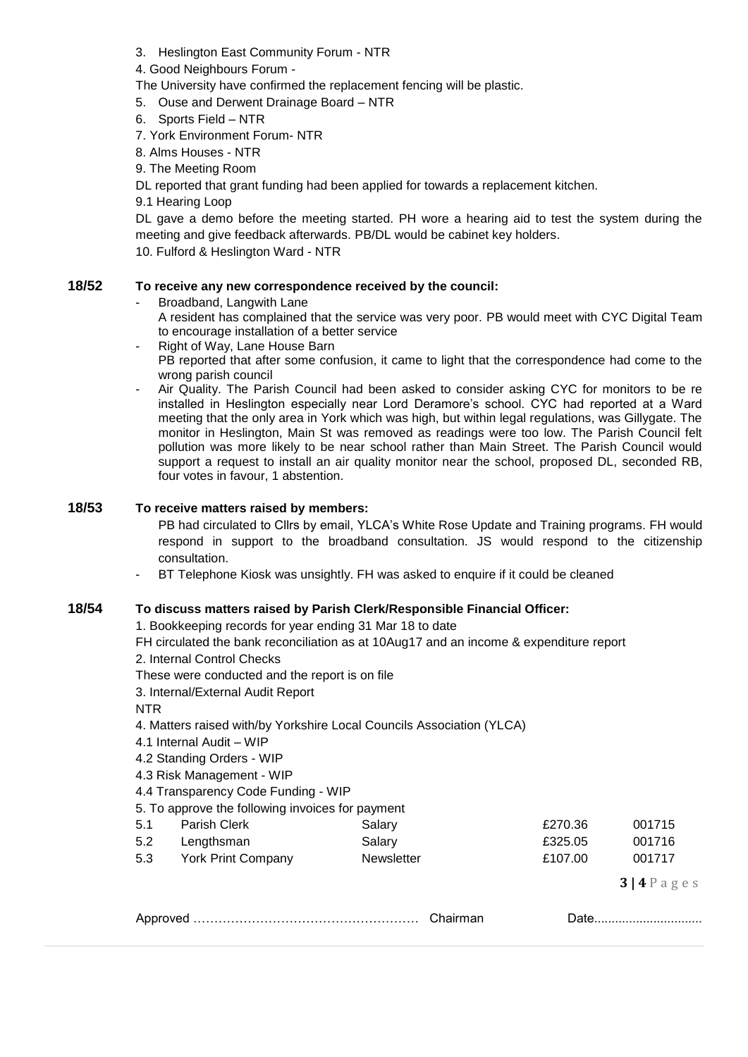3. Heslington East Community Forum - NTR

4. Good Neighbours Forum -

The University have confirmed the replacement fencing will be plastic.

5. Ouse and Derwent Drainage Board – NTR

6. Sports Field – NTR

7. York Environment Forum- NTR

8. Alms Houses - NTR

9. The Meeting Room

DL reported that grant funding had been applied for towards a replacement kitchen.

9.1 Hearing Loop

DL gave a demo before the meeting started. PH wore a hearing aid to test the system during the meeting and give feedback afterwards. PB/DL would be cabinet key holders.

10. Fulford & Heslington Ward - NTR

**18/52 To receive any new correspondence received by the council:**

- Broadband, Langwith Lane
  A resident has complained that the service was very poor. PB would meet with CYC Digital Team to encourage installation of a better service
- Right of Way, Lane House Barn
  PB reported that after some confusion, it came to light that the correspondence had come to the wrong parish council
- Air Quality. The Parish Council had been asked to consider asking CYC for monitors to be re installed in Heslington especially near Lord Deramore's school. CYC had reported at a Ward meeting that the only area in York which was high, but within legal regulations, was Gillygate. The monitor in Heslington, Main St was removed as readings were too low. The Parish Council felt pollution was more likely to be near school rather than Main Street. The Parish Council would support a request to install an air quality monitor near the school, proposed DL, seconded RB, four votes in favour, 1 abstention.

**18/53 To receive matters raised by members:**

PB had circulated to Cllrs by email, YLCA's White Rose Update and Training programs. FH would respond in support to the broadband consultation. JS would respond to the citizenship consultation.

- BT Telephone Kiosk was unsightly. FH was asked to enquire if it could be cleaned

**18/54 To discuss matters raised by Parish Clerk/Responsible Financial Officer:**

1. Bookkeeping records for year ending 31 Mar 18 to date

FH circulated the bank reconciliation as at 10Aug17 and an income & expenditure report

2. Internal Control Checks

These were conducted and the report is on file

3. Internal/External Audit Report

NTR

4. Matters raised with/by Yorkshire Local Councils Association (YLCA)

4.1 Internal Audit – WIP

4.2 Standing Orders - WIP

4.3 Risk Management - WIP

4.4 Transparency Code Funding - WIP

5. To approve the following invoices for payment

| | | | | |
|---|---|---|---|---|
| 5.1 | Parish Clerk | Salary | £270.36 | 001715 |
| 5.2 | Lengthsman | Salary | £325.05 | 001716 |
| 5.3 | York Print Company | Newsletter | £107.00 | 001717 |

Approved ……………………………………………… Chairman Date...............................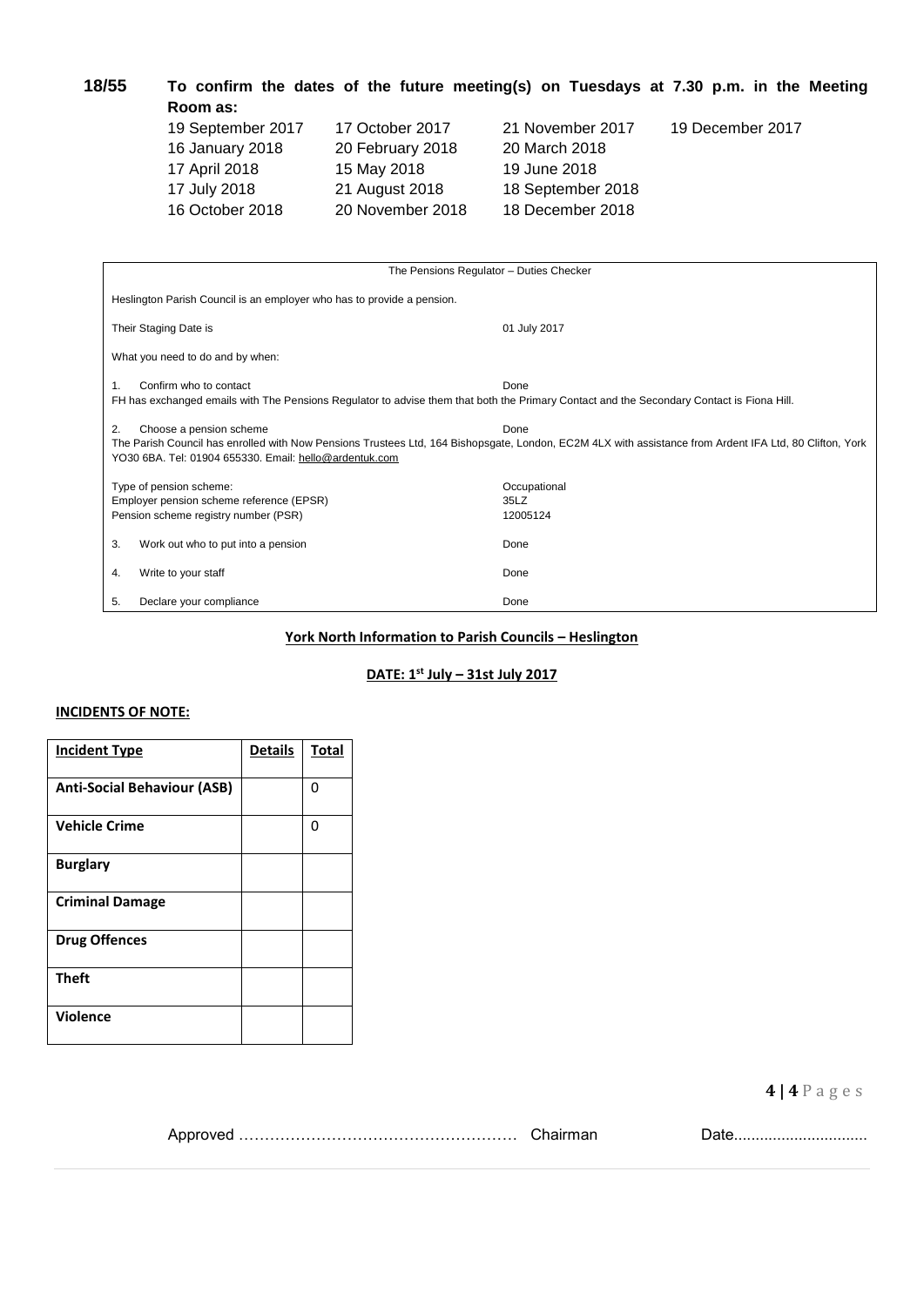**18/55** **To confirm the dates of the future meeting(s) on Tuesdays at 7.30 p.m. in the Meeting Room as:**

| | | | |
|---|---|---|---|
| 19 September 2017 | 17 October 2017 | 21 November 2017 | 19 December 2017 |
| 16 January 2018 | 20 February 2018 | 20 March 2018 | |
| 17 April 2018 | 15 May 2018 | 19 June 2018 | |
| 17 July 2018 | 21 August 2018 | 18 September 2018 | |
| 16 October 2018 | 20 November 2018 | 18 December 2018 | |

The Pensions Regulator – Duties Checker

Heslington Parish Council is an employer who has to provide a pension.

| | |
|---|---|
| Their Staging Date is | 01 July 2017 |

What you need to do and by when:

1. Confirm who to contact — Done

FH has exchanged emails with The Pensions Regulator to advise them that both the Primary Contact and the Secondary Contact is Fiona Hill.

2. Choose a pension scheme — Done

The Parish Council has enrolled with Now Pensions Trustees Ltd, 164 Bishopsgate, London, EC2M 4LX with assistance from Ardent IFA Ltd, 80 Clifton, York YO30 6BA. Tel: 01904 655330. Email: hello@ardentuk.com

| | |
|---|---|
| Type of pension scheme: | Occupational |
| Employer pension scheme reference (EPSR) | 35LZ |
| Pension scheme registry number (PSR) | 12005124 |

| | |
|---|---|
| 3. Work out who to put into a pension | Done |
| 4. Write to your staff | Done |
| 5. Declare your compliance | Done |

**York North Information to Parish Councils – Heslington**

**DATE: 1st July – 31st July 2017**

**INCIDENTS OF NOTE:**

| Incident Type | Details | Total |
|---|---|---|
| **Anti-Social Behaviour (ASB)** | | 0 |
| **Vehicle Crime** | | 0 |
| **Burglary** | | |
| **Criminal Damage** | | |
| **Drug Offences** | | |
| **Theft** | | |
| **Violence** | | |

Approved …………………………………………… Chairman Date...............................